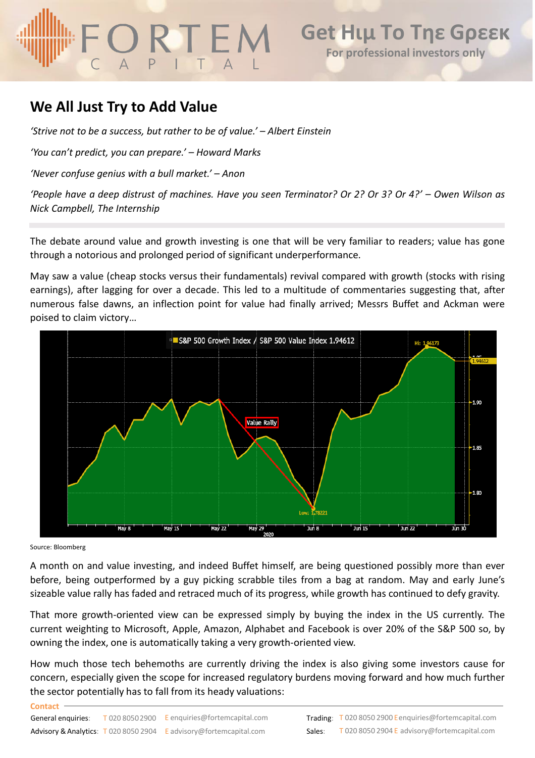# We All Just Try to Add Value

*'Strive not to be a success, but rather to be of value.' – Albert Einstein*

*'You can't predict, you can prepare.' – Howard Marks*

*'Never confuse genius with a bull market.' – Anon*

*'People have a deep distrust of machines. Have you seen Terminator? Or 2? Or 3? Or 4?' – Owen Wilson as Nick Campbell, The Internship*

The debate around value and growth investing is one that will be very familiar to readers; value has gone through a notorious and prolonged period of significant underperformance.

May saw a value (cheap stocks versus their fundamentals) revival compared with growth (stocks with rising earnings), after lagging for over a decade. This led to a multitude of commentaries suggesting that, after numerous false dawns, an inflection point for value had finally arrived; Messrs Buffet and Ackman were poised to claim victory…

Source: Bloomberg

A month on and value investing, and indeed Buffet himself, are being questioned possibly more than ever before, being outperformed by a guy picking scrabble tiles from a bag at random. May and early June's sizeable value rally has faded and retraced much of its progress, while growth has continued to defy gravity.

That more growth-oriented view can be expressed simply by buying the index in the US currently. The current weighting to Microsoft, Apple, Amazon, Alphabet and Facebook is over 20% of the S&P 500 so, by owning the index, one is automatically taking a very growth-oriented view.

How much those tech behemoths are currently driving the index is also giving some investors cause for concern, especially given the scope for increased regulatory burdens moving forward and how much further the sector potentially has to fall from its heady valuations: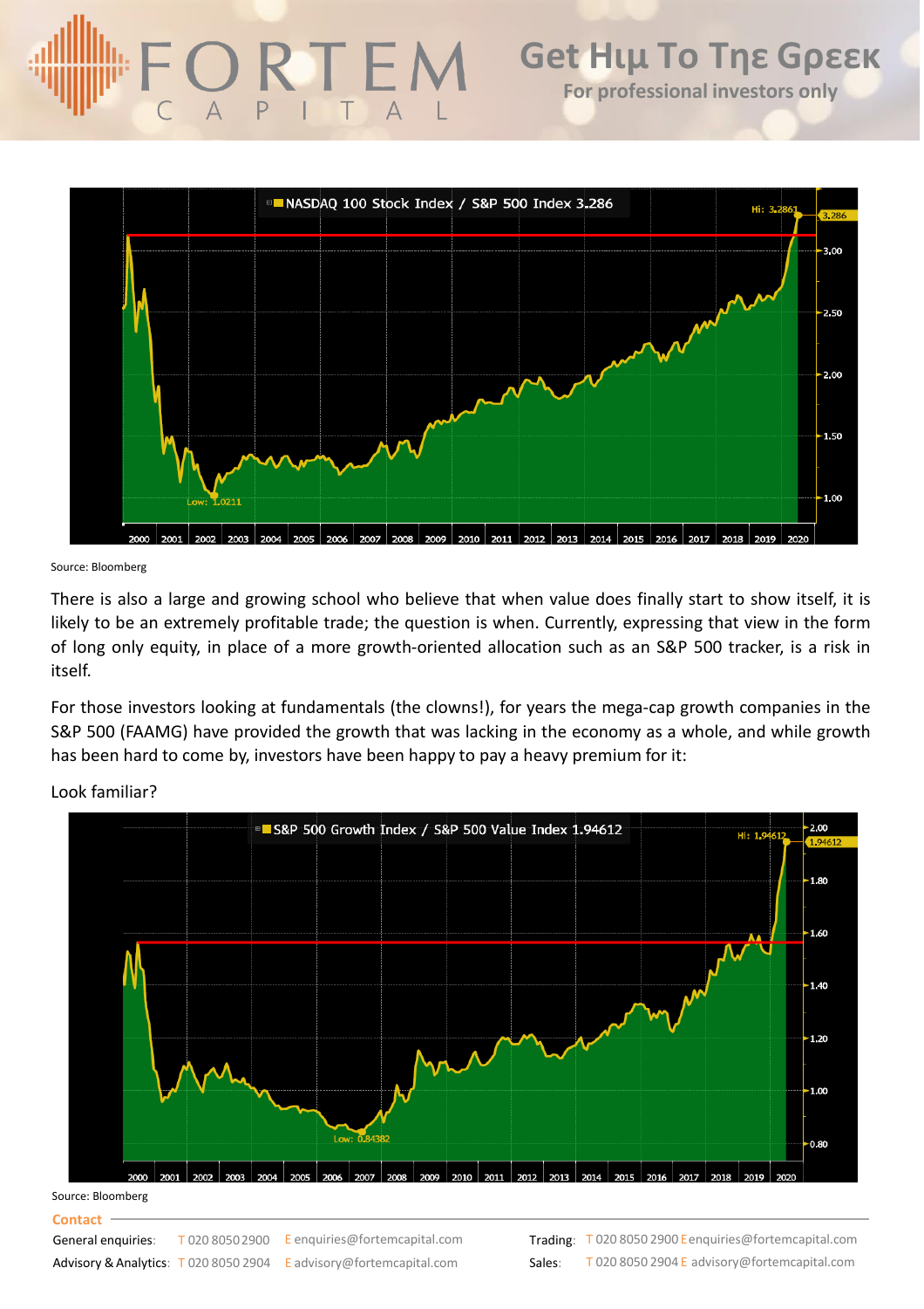Source: Bloomberg

There is also a large and growing school who believe that when value does finally start to show itself, it is likely to be an extremely profitable trade; the question is when. Currently, expressing that view in the form of long only equity, in place of a more growth-oriented allocation such as an S&P 500 tracker, is a risk in itself.

For those investors looking at fundamentals (the clowns!), for years the mega-cap growth companies in the S&P 500 (FAAMG) have provided the growth that was lacking in the economy as a whole, and while growth has been hard to come by, investors have been happy to pay a heavy premium for it:

Look familiar?

Source: Bloomberg

**Contact**

General enquiries: T 020 8050 2900 E enquiries@fortemcapital.com

Advisory & Analytics: T 020 8050 2904 E advisory@fortemcapital.com

Trading: T 020 8050 2900 E enquiries@fortemcapital.com

Sales: T 020 8050 2904 E advisory@fortemcapital.com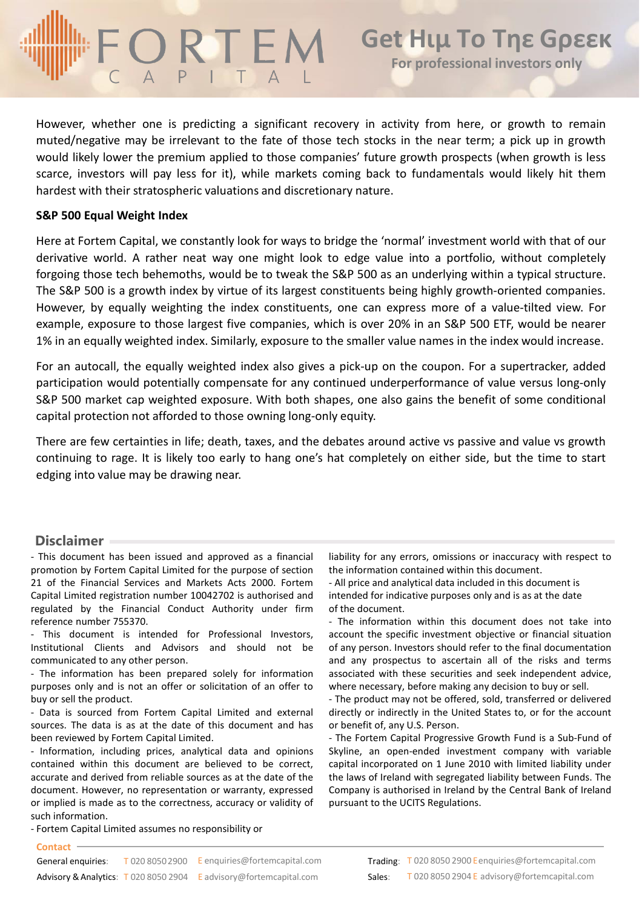However, whether one is predicting a significant recovery in activity from here, or growth to remain muted/negative may be irrelevant to the fate of those tech stocks in the near term; a pick up in growth would likely lower the premium applied to those companies' future growth prospects (when growth is less scarce, investors will pay less for it), while markets coming back to fundamentals would likely hit them hardest with their stratospheric valuations and discretionary nature.

**S&P 500 Equal Weight Index**

Here at Fortem Capital, we constantly look for ways to bridge the 'normal' investment world with that of our derivative world. A rather neat way one might look to edge value into a portfolio, without completely forgoing those tech behemoths, would be to tweak the S&P 500 as an underlying within a typical structure. The S&P 500 is a growth index by virtue of its largest constituents being highly growth-oriented companies. However, by equally weighting the index constituents, one can express more of a value-tilted view. For example, exposure to those largest five companies, which is over 20% in an S&P 500 ETF, would be nearer 1% in an equally weighted index. Similarly, exposure to the smaller value names in the index would increase.

For an autocall, the equally weighted index also gives a pick-up on the coupon. For a supertracker, added participation would potentially compensate for any continued underperformance of value versus long-only S&P 500 market cap weighted exposure. With both shapes, one also gains the benefit of some conditional capital protection not afforded to those owning long-only equity.

There are few certainties in life; death, taxes, and the debates around active vs passive and value vs growth continuing to rage. It is likely too early to hang one's hat completely on either side, but the time to start edging into value may be drawing near.

## Disclaimer

- This document has been issued and approved as a financial promotion by Fortem Capital Limited for the purpose of section 21 of the Financial Services and Markets Acts 2000. Fortem Capital Limited registration number 10042702 is authorised and regulated by the Financial Conduct Authority under firm reference number 755370.
- This document is intended for Professional Investors, Institutional Clients and Advisors and should not be communicated to any other person.
- The information has been prepared solely for information purposes only and is not an offer or solicitation of an offer to buy or sell the product.
- Data is sourced from Fortem Capital Limited and external sources. The data is as at the date of this document and has been reviewed by Fortem Capital Limited.
- Information, including prices, analytical data and opinions contained within this document are believed to be correct, accurate and derived from reliable sources as at the date of the document. However, no representation or warranty, expressed or implied is made as to the correctness, accuracy or validity of such information.
- Fortem Capital Limited assumes no responsibility or liability for any errors, omissions or inaccuracy with respect to the information contained within this document.
- All price and analytical data included in this document is intended for indicative purposes only and is as at the date of the document.
- The information within this document does not take into account the specific investment objective or financial situation of any person. Investors should refer to the final documentation and any prospectus to ascertain all of the risks and terms associated with these securities and seek independent advice, where necessary, before making any decision to buy or sell.
- The product may not be offered, sold, transferred or delivered directly or indirectly in the United States to, or for the account or benefit of, any U.S. Person.
- The Fortem Capital Progressive Growth Fund is a Sub-Fund of Skyline, an open-ended investment company with variable capital incorporated on 1 June 2010 with limited liability under the laws of Ireland with segregated liability between Funds. The Company is authorised in Ireland by the Central Bank of Ireland pursuant to the UCITS Regulations.

**Contact**

General enquiries: T 020 8050 2900 E enquiries@fortemcapital.com

Advisory & Analytics: T 020 8050 2904 E advisory@fortemcapital.com

Trading: T 020 8050 2900 E enquiries@fortemcapital.com

Sales: T 020 8050 2904 E advisory@fortemcapital.com